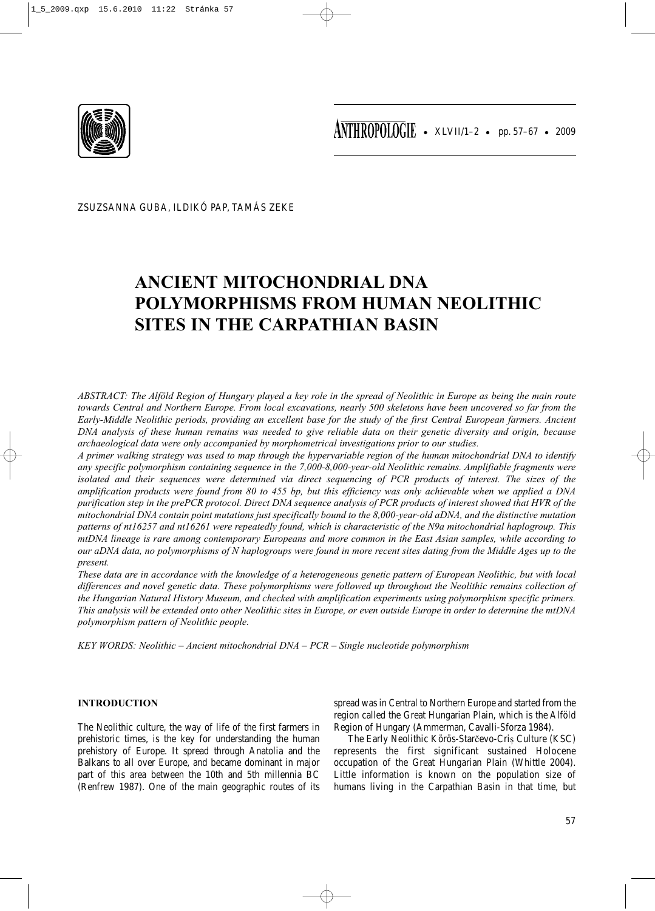ZSUZSANNA GUBA, ILDIKÓ PAP, TAMÁS ZEKE

# ANCIENT MITOCHONDRIAL DNA POLYMORPHISMS FROM HUMAN NEOLITHIC SITES IN THE CARPATHIAN BASIN

*ABSTRACT: The Alföld Region of Hungary played a key role in the spread of Neolithic in Europe as being the main route towards Central and Northern Europe. From local excavations, nearly 500 skeletons have been uncovered so far from the Early-Middle Neolithic periods, providing an excellent base for the study of the first Central European farmers. Ancient DNA analysis of these human remains was needed to give reliable data on their genetic diversity and origin, because archaeological data were only accompanied by morphometrical investigations prior to our studies.*

*A primer walking strategy was used to map through the hypervariable region of the human mitochondrial DNA to identify any specific polymorphism containing sequence in the 7,000-8,000-year-old Neolithic remains. Amplifiable fragments were isolated and their sequences were determined via direct sequencing of PCR products of interest. The sizes of the amplification products were found from 80 to 455 bp, but this efficiency was only achievable when we applied a DNA purification step in the prePCR protocol. Direct DNA sequence analysis of PCR products of interest showed that HVR of the mitochondrial DNA contain point mutations just specifically bound to the 8,000-year-old aDNA, and the distinctive mutation patterns of nt16257 and nt16261 were repeatedly found, which is characteristic of the N9a mitochondrial haplogroup. This mtDNA lineage is rare among contemporary Europeans and more common in the East Asian samples, while according to our aDNA data, no polymorphisms of N haplogroups were found in more recent sites dating from the Middle Ages up to the present.*

*These data are in accordance with the knowledge of a heterogeneous genetic pattern of European Neolithic, but with local differences and novel genetic data. These polymorphisms were followed up throughout the Neolithic remains collection of the Hungarian Natural History Museum, and checked with amplification experiments using polymorphism specific primers. This analysis will be extended onto other Neolithic sites in Europe, or even outside Europe in order to determine the mtDNA polymorphism pattern of Neolithic people.*

*KEY WORDS: Neolithic – Ancient mitochondrial DNA – PCR – Single nucleotide polymorphism*

## INTRODUCTION

The Neolithic culture, the way of life of the first farmers in prehistoric times, is the key for understanding the human prehistory of Europe. It spread through Anatolia and the Balkans to all over Europe, and became dominant in major part of this area between the 10th and 5th millennia BC (Renfrew 1987). One of the main geographic routes of its spread was in Central to Northern Europe and started from the region called the Great Hungarian Plain, which is the Alföld Region of Hungary (Ammerman, Cavalli-Sforza 1984).

The Early Neolithic Körös-Starčevo-Criș Culture (KSC) represents the first significant sustained Holocene occupation of the Great Hungarian Plain (Whittle 2004). Little information is known on the population size of humans living in the Carpathian Basin in that time, but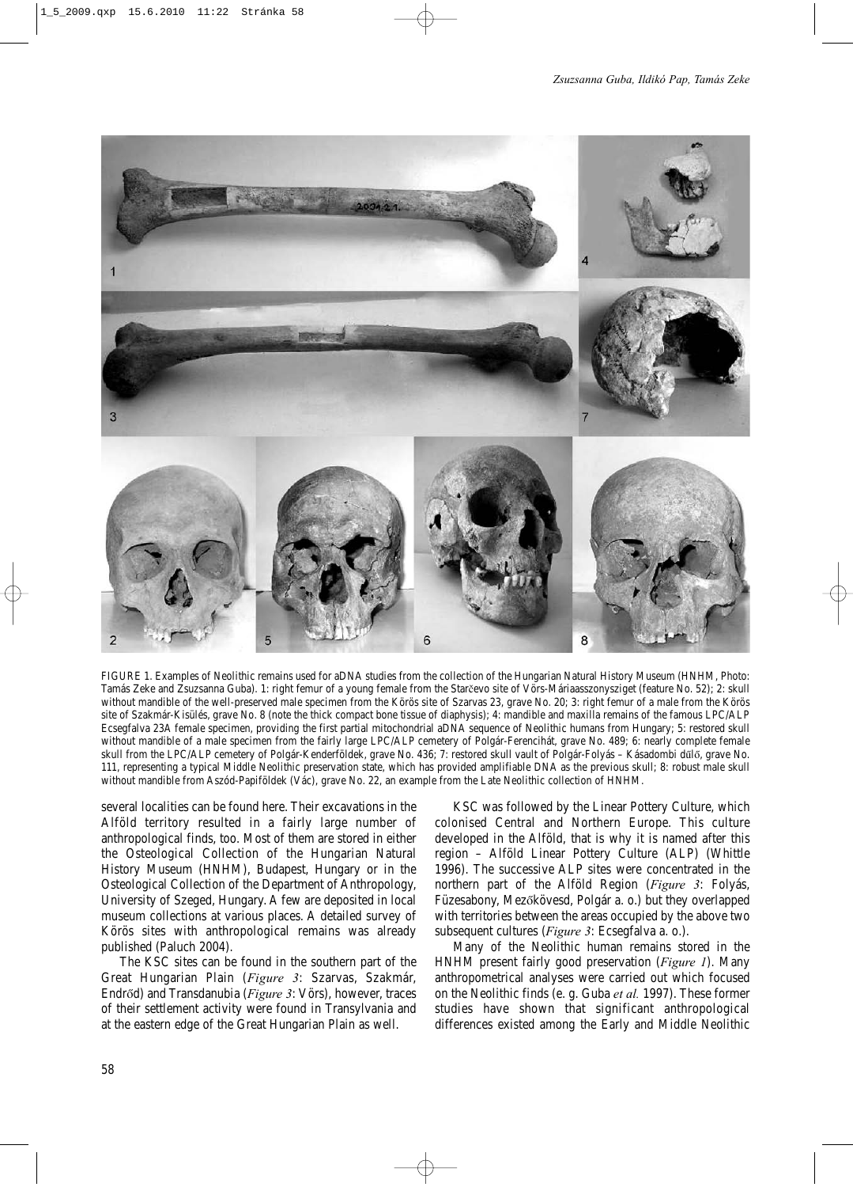FIGURE 1. Examples of Neolithic remains used for aDNA studies from the collection of the Hungarian Natural History Museum (HNHM, Photo: Tamás Zeke and Zsuzsanna Guba). 1: right femur of a young female from the Starčevo site of Vörs-Máriaasszonysziget (feature No. 52); 2: skull without mandible of the well-preserved male specimen from the Körös site of Szarvas 23, grave No. 20; 3: right femur of a male from the Körös site of Szakmár-Kisülés, grave No. 8 (note the thick compact bone tissue of diaphysis); 4: mandible and maxilla remains of the famous LPC/ALP Ecsegfalva 23A female specimen, providing the first partial mitochondrial aDNA sequence of Neolithic humans from Hungary; 5: restored skull without mandible of a male specimen from the fairly large LPC/ALP cemetery of Polgár-Ferencihát, grave No. 489; 6: nearly complete female skull from the LPC/ALP cemetery of Polgár-Kenderföldek, grave No. 436; 7: restored skull vault of Polgár-Folyás – Kásadombi dűlő, grave No. 111, representing a typical Middle Neolithic preservation state, which has provided amplifiable DNA as the previous skull; 8: robust male skull without mandible from Aszód-Papiföldek (Vác), grave No. 22, an example from the Late Neolithic collection of HNHM.

several localities can be found here. Their excavations in the Alföld territory resulted in a fairly large number of anthropological finds, too. Most of them are stored in either the Osteological Collection of the Hungarian Natural History Museum (HNHM), Budapest, Hungary or in the Osteological Collection of the Department of Anthropology, University of Szeged, Hungary. A few are deposited in local museum collections at various places. A detailed survey of Körös sites with anthropological remains was already published (Paluch 2004).

The KSC sites can be found in the southern part of the Great Hungarian Plain (*Figure 3*: Szarvas, Szakmár, Endrőd) and Transdanubia (*Figure 3*: Vörs), however, traces of their settlement activity were found in Transylvania and at the eastern edge of the Great Hungarian Plain as well.

KSC was followed by the Linear Pottery Culture, which colonised Central and Northern Europe. This culture developed in the Alföld, that is why it is named after this region – Alföld Linear Pottery Culture (ALP) (Whittle 1996). The successive ALP sites were concentrated in the northern part of the Alföld Region (*Figure 3*: Folyás, Füzesabony, Mezőkövesd, Polgár a. o.) but they overlapped with territories between the areas occupied by the above two subsequent cultures (*Figure 3*: Ecsegfalva a. o.).

Many of the Neolithic human remains stored in the HNHM present fairly good preservation (*Figure 1*). Many anthropometrical analyses were carried out which focused on the Neolithic finds (e. g. Guba *et al.* 1997). These former studies have shown that significant anthropological differences existed among the Early and Middle Neolithic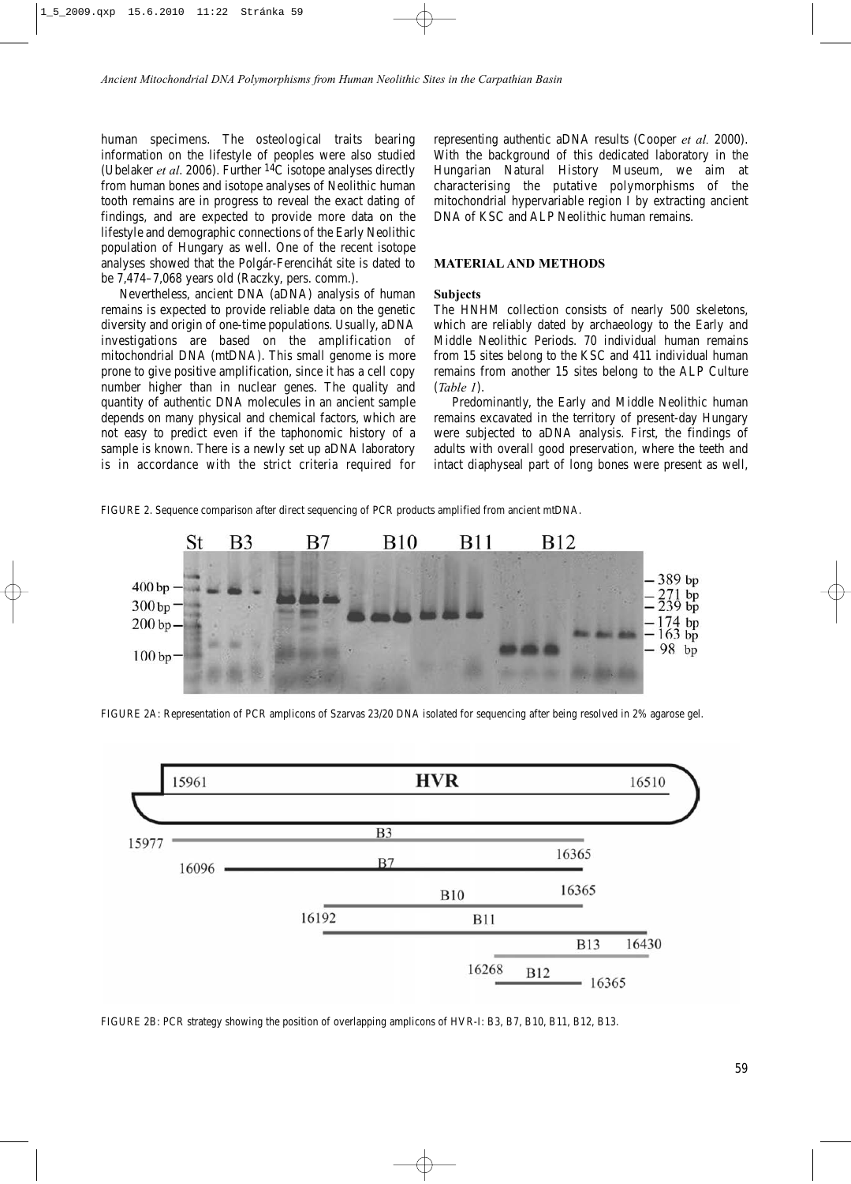human specimens. The osteological traits bearing information on the lifestyle of peoples were also studied (Ubelaker *et al*. 2006). Further $^{14}C$ isotope analyses directly from human bones and isotope analyses of Neolithic human tooth remains are in progress to reveal the exact dating of findings, and are expected to provide more data on the lifestyle and demographic connections of the Early Neolithic population of Hungary as well. One of the recent isotope analyses showed that the Polgár-Ferencihát site is dated to be 7,474–7,068 years old (Raczky, pers. comm.).

Nevertheless, ancient DNA (aDNA) analysis of human remains is expected to provide reliable data on the genetic diversity and origin of one-time populations. Usually, aDNA investigations are based on the amplification of mitochondrial DNA (mtDNA). This small genome is more prone to give positive amplification, since it has a cell copy number higher than in nuclear genes. The quality and quantity of authentic DNA molecules in an ancient sample depends on many physical and chemical factors, which are not easy to predict even if the taphonomic history of a sample is known. There is a newly set up aDNA laboratory is in accordance with the strict criteria required for representing authentic aDNA results (Cooper *et al.* 2000). With the background of this dedicated laboratory in the Hungarian Natural History Museum, we aim at characterising the putative polymorphisms of the mitochondrial hypervariable region I by extracting ancient DNA of KSC and ALP Neolithic human remains.

## MATERIAL AND METHODS

### Subjects

The HNHM collection consists of nearly 500 skeletons, which are reliably dated by archaeology to the Early and Middle Neolithic Periods. 70 individual human remains from 15 sites belong to the KSC and 411 individual human remains from another 15 sites belong to the ALP Culture (*Table 1*).

Predominantly, the Early and Middle Neolithic human remains excavated in the territory of present-day Hungary were subjected to aDNA analysis. First, the findings of adults with overall good preservation, where the teeth and intact diaphyseal part of long bones were present as well,

FIGURE 2. Sequence comparison after direct sequencing of PCR products amplified from ancient mtDNA.

FIGURE 2A: Representation of PCR amplicons of Szarvas 23/20 DNA isolated for sequencing after being resolved in 2% agarose gel.

FIGURE 2B: PCR strategy showing the position of overlapping amplicons of HVR-I: B3, B7, B10, B11, B12, B13.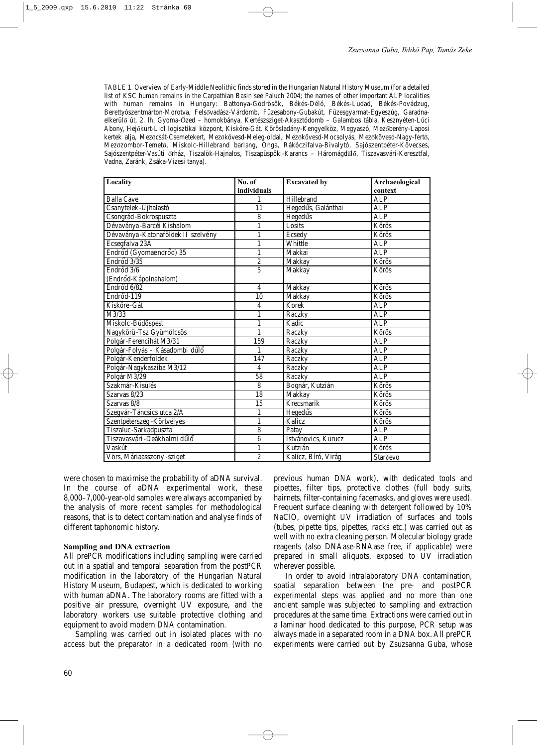TABLE 1. Overview of Early-Middle Neolithic finds stored in the Hungarian Natural History Museum (for a detailed list of KSC human remains in the Carpathian Basin see Paluch 2004; the names of other important ALP localities with human remains in Hungary: Battonya-Gödrösök, Békés-Déló, Békés-Ludad, Békés-Povádzug, Berettyószentmárton-Morotva, Felsővadász-Várdomb, Füzesabony-Gubakút, Füzesgyarmat-Egyeszúg, Garadna-elkerülő út, 2. lh, Gyoma-Őzed – homokbánya, Kertészsziget-Akasztódomb – Galambos tábla, Kesznyéten-Lúci Abony, Hejőkürt-Lidl logisztikai központ, Kisköre-Gát, Körösladány-Kengyelköz, Megyaszó, Mezőberény-Laposi kertek alja, Mezőcsát-Csemetekert, Mezőkövesd-Meleg-oldal, Mezőkövesd-Mocsolyás, Mezőkövesd-Nagy-fertő, Mezőzombor-Temető, Miskolc-Hillebrand barlang, Onga, Rákóczifalva-Bivalytó, Sajószentpéter-Kövecses, Sajószentpéter-Vasúti őrház, Tiszalök-Hajnalos, Tiszapüspöki-Karancs – Háromágdűlő, Tiszavasvári-Keresztfal, Vadna, Zaránk, Zsáka-Vizesi tanya).

| Locality | No. of individuals | Excavated by | Archaeological context |
|---|---|---|---|
| Balla Cave | 1 | Hillebrand | ALP |
| Csanytelek-Ujhalastó | 11 | Hegedűs, Galánthai | ALP |
| Csongrád-Bokrospuszta | 8 | Hegedűs | ALP |
| Dévaványa-Barcéi Kishalom | 1 | Losits | Körös |
| Dévaványa-Katonaföldek II szelvény | 1 | Ecsedy | Körös |
| Ecsegfalva 23A | 1 | Whittle | ALP |
| Endrőd (Gyomaendrőd) 35 | 1 | Makkai | ALP |
| Endrőd 3/35 | 2 | Makkay | Körös |
| Endrőd 3/6 (Endrőd-Kápolnahalom) | 5 | Makkay | Körös |
| Endrőd 6/82 | 4 | Makkay | Körös |
| Endrőd-119 | 10 | Makkay | Körös |
| Kisköre-Gát | 4 | Korek | ALP |
| M3/33 | 1 | Raczky | ALP |
| Miskolc-Büdöspest | 1 | Kadic | ALP |
| Nagykörü-Tsz Gyümölcsös | 1 | Raczky | Körös |
| Polgár-Ferencihát M3/31 | 159 | Raczky | ALP |
| Polgár-Folyás – Kásadombi dűlő | 1 | Raczky | ALP |
| Polgár-Kenderföldek | 147 | Raczky | ALP |
| Polgár-Nagykasziba M3/12 | 4 | Raczky | ALP |
| Polgár M3/29 | 58 | Raczky | ALP |
| Szakmár-Kisülés | 8 | Bognár, Kutzián | Körös |
| Szarvas 8/23 | 18 | Makkay | Körös |
| Szarvas 8/8 | 15 | Krecsmarik | Körös |
| Szegvár-Táncsics utca 2/A | 1 | Hegedűs | Körös |
| Szentpéterszeg-Körtvélyes | 1 | Kalicz | Körös |
| Tiszaluc-Sarkadpuszta | 8 | Patay | ALP |
| Tiszavasvári-Deákhalmi dűlő | 6 | Istvánovics, Kurucz | ALP |
| Vaskút | 1 | Kutzián | Körös |
| Vörs, Máriaasszony-sziget | 2 | Kalicz, Bíró, Virág | Starčevo |

were chosen to maximise the probability of aDNA survival. In the course of aDNA experimental work, these 8,000–7,000-year-old samples were always accompanied by the analysis of more recent samples for methodological reasons, that is to detect contamination and analyse finds of different taphonomic history.

### Sampling and DNA extraction

All prePCR modifications including sampling were carried out in a spatial and temporal separation from the postPCR modification in the laboratory of the Hungarian Natural History Museum, Budapest, which is dedicated to working with human aDNA. The laboratory rooms are fitted with a positive air pressure, overnight UV exposure, and the laboratory workers use suitable protective clothing and equipment to avoid modern DNA contamination.

Sampling was carried out in isolated places with no access but the preparator in a dedicated room (with no previous human DNA work), with dedicated tools and pipettes, filter tips, protective clothes (full body suits, hairnets, filter-containing facemasks, and gloves were used). Frequent surface cleaning with detergent followed by 10% NaClO, overnight UV irradiation of surfaces and tools (tubes, pipette tips, pipettes, racks etc.) was carried out as well with no extra cleaning person. Molecular biology grade reagents (also DNAase-RNAase free, if applicable) were prepared in small aliquots, exposed to UV irradiation wherever possible.

In order to avoid intralaboratory DNA contamination, spatial separation between the pre- and postPCR experimental steps was applied and no more than one ancient sample was subjected to sampling and extraction procedures at the same time. Extractions were carried out in a laminar hood dedicated to this purpose, PCR setup was always made in a separated room in a DNA box. All prePCR experiments were carried out by Zsuzsanna Guba, whose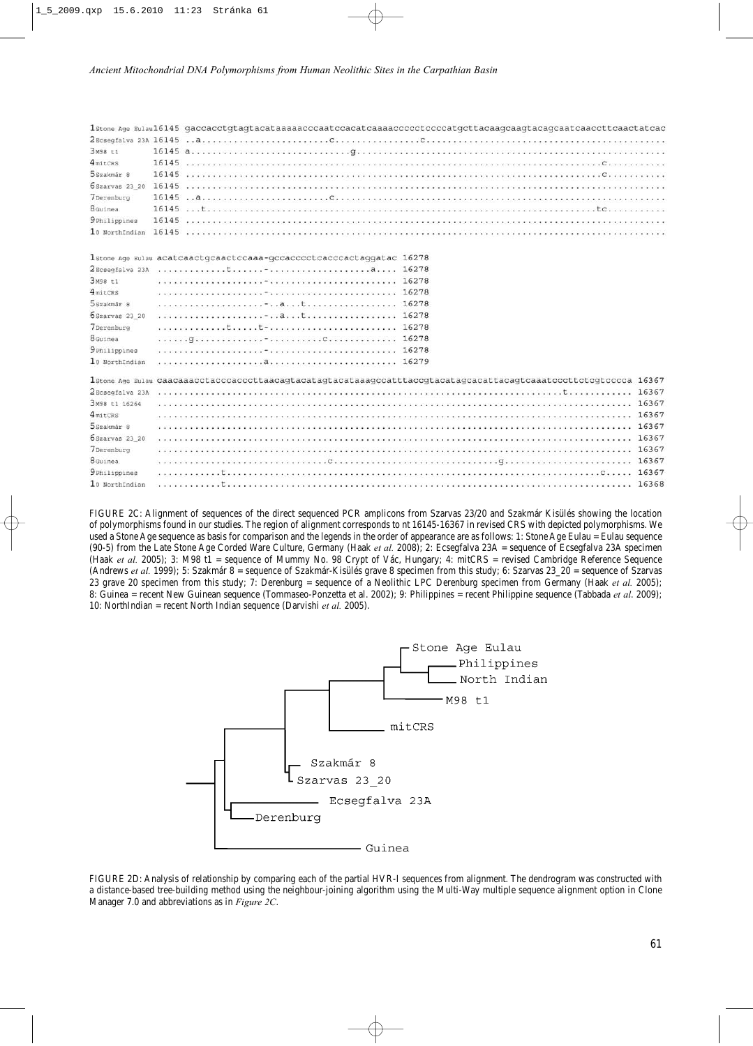```
1Stone Age Eulau16145 gaccacctgtagtacataaaaacccaatccacatcaaaaccccctccccatgcttacaagcaagtacagcaatcaaccttcaactatcac
2Ecsegfalva 23A 16145 ..a.........................c................c...........................................
3M98 t1         16145 a............................g.........................................................
4mitCRS         16145 ......................................................................c..........
5Szakmár 8      16145 ..........................................................................c...........
6Szarvas 23_20  16145 ......................................................................................
7Derenburg      16145 ..a.......................c...........................................................
8Guinea         16145 ...t.....................................................................tc..........
9Philippines    16145 ......................................................................................
10NorthIndian   16145 ......................................................................................

1Stone Age Eulau acatcaactgcaactccaaa-gccacccctcacccactaggatac 16278
2Ecsegfalva 23A  ............t......-...................a.... 16278
3M98 t1          ....................-........................ 16278
4mitCRS          ....................-........................ 16278
5Szakmár 8       ....................-..a...t................. 16278
6Szarvas 23_20   ....................-..a...t................. 16278
7Derenburg       ............t.....t-........................ 16278
8Guinea          ......g.............-..........c............. 16278
9Philippines     ....................-........................ 16278
10NorthIndian    ....................a........................ 16279

1Stone Age Eulau caacaaacctacccacccttaacagtacatagtacataaagccatttaccgtacatagcacattacagtcaaatcccttctcgtcccca 16367
2Ecsegfalva 23A  .........................................................................t............ 16367
3M98 t1 16264    ........................................................................................ 16367
4mitCRS          ........................................................................................ 16367
5Szakmár 8       ........................................................................................ 16367
6Szarvas 23_20   ........................................................................................ 16367
7Derenburg       ........................................................................................ 16367
8Guinea          ..............................c..............................g........................ 16367
9Philippines     ...........t.........................................................................c..... 16367
10NorthIndian    ...........t............................................................................ 16368
```

FIGURE 2C: Alignment of sequences of the direct sequenced PCR amplicons from Szarvas 23/20 and Szakmár Kisülés showing the location of polymorphisms found in our studies. The region of alignment corresponds to nt 16145-16367 in revised CRS with depicted polymorphisms. We used a Stone Age sequence as basis for comparison and the legends in the order of appearance are as follows: 1: Stone Age Eulau = Eulau sequence (90-5) from the Late Stone Age Corded Ware Culture, Germany (Haak *et al.* 2008); 2: Ecsegfalva 23A = sequence of Ecsegfalva 23A specimen (Haak *et al.* 2005); 3: M98 t1 = sequence of Mummy No. 98 Crypt of Vác, Hungary; 4: mitCRS = revised Cambridge Reference Sequence (Andrews *et al.* 1999); 5: Szakmár 8 = sequence of Szakmár-Kisülés grave 8 specimen from this study; 6: Szarvas 23_20 = sequence of Szarvas 23 grave 20 specimen from this study; 7: Derenburg = sequence of a Neolithic LPC Derenburg specimen from Germany (Haak *et al.* 2005); 8: Guinea = recent New Guinean sequence (Tommaseo-Ponzetta et al. 2002); 9: Philippines = recent Philippine sequence (Tabbada *et al.* 2009); 10: NorthIndian = recent North Indian sequence (Darvishi *et al.* 2005).

FIGURE 2D: Analysis of relationship by comparing each of the partial HVR-I sequences from alignment. The dendrogram was constructed with a distance-based tree-building method using the neighbour-joining algorithm using the Multi-Way multiple sequence alignment option in Clone Manager 7.0 and abbreviations as in *Figure 2C*.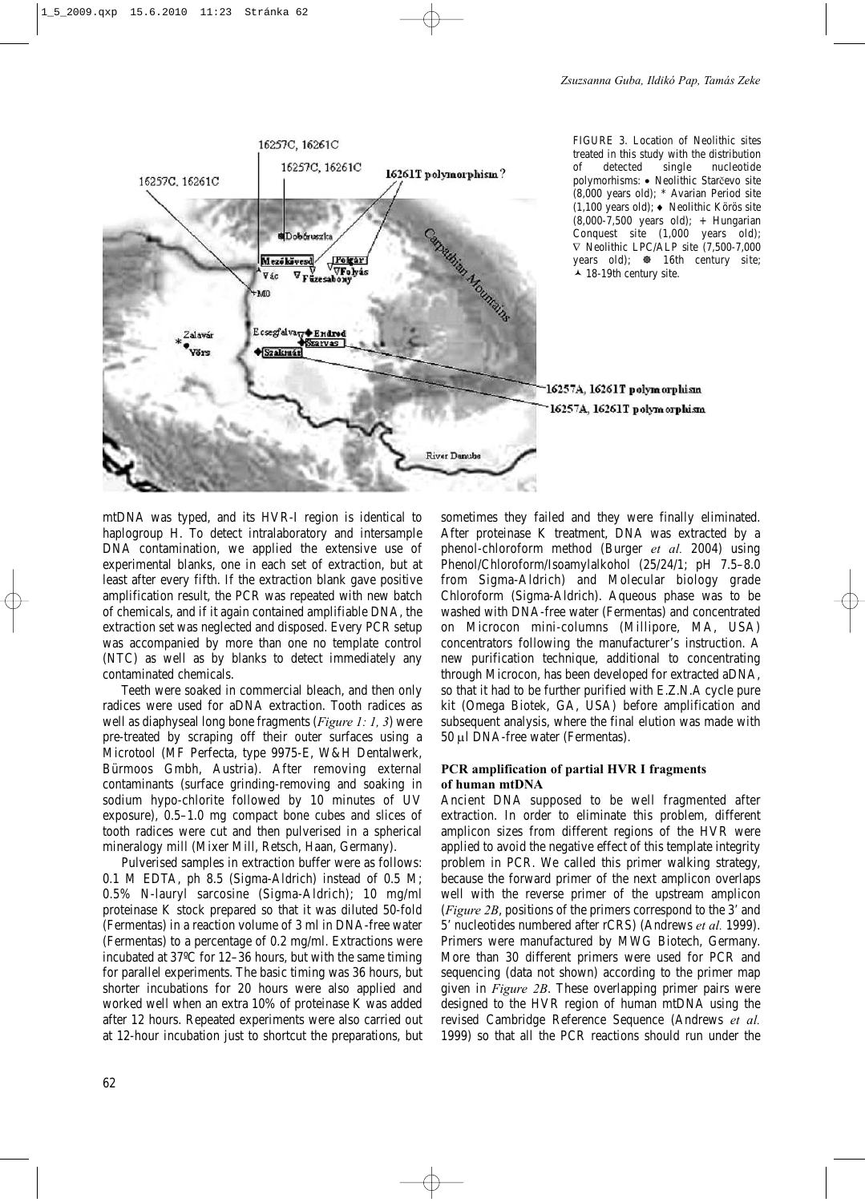FIGURE 3. Location of Neolithic sites treated in this study with the distribution of detected single nucleotide polymorhisms: • Neolithic Starčevo site (8,000 years old); * Avarian Period site (1,100 years old); ♦ Neolithic Körös site (8,000-7,500 years old); + Hungarian Conquest site (1,000 years old); ∇ Neolithic LPC/ALP site (7,500-7,000 years old); ☸ 16th century site; ▲ 18-19th century site.

mtDNA was typed, and its HVR-I region is identical to haplogroup H. To detect intralaboratory and intersample DNA contamination, we applied the extensive use of experimental blanks, one in each set of extraction, but at least after every fifth. If the extraction blank gave positive amplification result, the PCR was repeated with new batch of chemicals, and if it again contained amplifiable DNA, the extraction set was neglected and disposed. Every PCR setup was accompanied by more than one no template control (NTC) as well as by blanks to detect immediately any contaminated chemicals.

Teeth were soaked in commercial bleach, and then only radices were used for aDNA extraction. Tooth radices as well as diaphyseal long bone fragments (*Figure 1: 1, 3*) were pre-treated by scraping off their outer surfaces using a Microtool (MF Perfecta, type 9975-E, W&H Dentalwerk, Bürmoos Gmbh, Austria). After removing external contaminants (surface grinding-removing and soaking in sodium hypo-chlorite followed by 10 minutes of UV exposure), 0.5–1.0 mg compact bone cubes and slices of tooth radices were cut and then pulverised in a spherical mineralogy mill (Mixer Mill, Retsch, Haan, Germany).

Pulverised samples in extraction buffer were as follows: 0.1 M EDTA, ph 8.5 (Sigma-Aldrich) instead of 0.5 M; 0.5% N-lauryl sarcosine (Sigma-Aldrich); 10 mg/ml proteinase K stock prepared so that it was diluted 50-fold (Fermentas) in a reaction volume of 3 ml in DNA-free water (Fermentas) to a percentage of 0.2 mg/ml. Extractions were incubated at 37ºC for 12–36 hours, but with the same timing for parallel experiments. The basic timing was 36 hours, but shorter incubations for 20 hours were also applied and worked well when an extra 10% of proteinase K was added after 12 hours. Repeated experiments were also carried out at 12-hour incubation just to shortcut the preparations, but sometimes they failed and they were finally eliminated. After proteinase K treatment, DNA was extracted by a phenol-chloroform method (Burger *et al.* 2004) using Phenol/Chloroform/Isoamylalkohol (25/24/1; pH 7.5–8.0 from Sigma-Aldrich) and Molecular biology grade Chloroform (Sigma-Aldrich). Aqueous phase was to be washed with DNA-free water (Fermentas) and concentrated on Microcon mini-columns (Millipore, MA, USA) concentrators following the manufacturer's instruction. A new purification technique, additional to concentrating through Microcon, has been developed for extracted aDNA, so that it had to be further purified with E.Z.N.A cycle pure kit (Omega Biotek, GA, USA) before amplification and subsequent analysis, where the final elution was made with 50 μl DNA-free water (Fermentas).

### PCR amplification of partial HVR I fragments of human mtDNA

Ancient DNA supposed to be well fragmented after extraction. In order to eliminate this problem, different amplicon sizes from different regions of the HVR were applied to avoid the negative effect of this template integrity problem in PCR. We called this primer walking strategy, because the forward primer of the next amplicon overlaps well with the reverse primer of the upstream amplicon (*Figure 2B*, positions of the primers correspond to the 3' and 5' nucleotides numbered after rCRS) (Andrews *et al.* 1999). Primers were manufactured by MWG Biotech, Germany. More than 30 different primers were used for PCR and sequencing (data not shown) according to the primer map given in *Figure 2B*. These overlapping primer pairs were designed to the HVR region of human mtDNA using the revised Cambridge Reference Sequence (Andrews *et al.* 1999) so that all the PCR reactions should run under the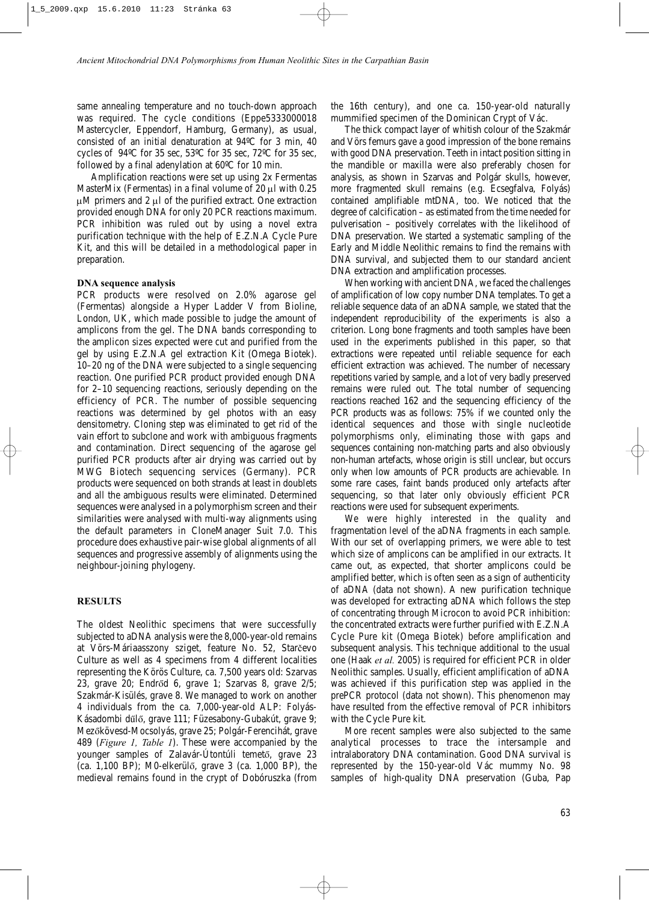same annealing temperature and no touch-down approach was required. The cycle conditions (Eppe5333000018 Mastercycler, Eppendorf, Hamburg, Germany), as usual, consisted of an initial denaturation at 94ºC for 3 min, 40 cycles of 94ºC for 35 sec, 53ºC for 35 sec, 72ºC for 35 sec, followed by a final adenylation at 60ºC for 10 min.

Amplification reactions were set up using 2x Fermentas MasterMix (Fermentas) in a final volume of 20 μl with 0.25 μM primers and 2 μl of the purified extract. One extraction provided enough DNA for only 20 PCR reactions maximum. PCR inhibition was ruled out by using a novel extra purification technique with the help of E.Z.N.A Cycle Pure Kit, and this will be detailed in a methodological paper in preparation.

### DNA sequence analysis

PCR products were resolved on 2.0% agarose gel (Fermentas) alongside a Hyper Ladder V from Bioline, London, UK, which made possible to judge the amount of amplicons from the gel. The DNA bands corresponding to the amplicon sizes expected were cut and purified from the gel by using E.Z.N.A gel extraction Kit (Omega Biotek). 10–20 ng of the DNA were subjected to a single sequencing reaction. One purified PCR product provided enough DNA for 2–10 sequencing reactions, seriously depending on the efficiency of PCR. The number of possible sequencing reactions was determined by gel photos with an easy densitometry. Cloning step was eliminated to get rid of the vain effort to subclone and work with ambiguous fragments and contamination. Direct sequencing of the agarose gel purified PCR products after air drying was carried out by MWG Biotech sequencing services (Germany). PCR products were sequenced on both strands at least in doublets and all the ambiguous results were eliminated. Determined sequences were analysed in a polymorphism screen and their similarities were analysed with multi-way alignments using the default parameters in CloneManager Suit 7.0. This procedure does exhaustive pair-wise global alignments of all sequences and progressive assembly of alignments using the neighbour-joining phylogeny.

## RESULTS

The oldest Neolithic specimens that were successfully subjected to aDNA analysis were the 8,000-year-old remains at Vörs-Máriaasszony sziget, feature No. 52, Starčevo Culture as well as 4 specimens from 4 different localities representing the Körös Culture, ca. 7,500 years old: Szarvas 23, grave 20; Endrőd 6, grave 1; Szarvas 8, grave 2/5; Szakmár-Kisülés, grave 8. We managed to work on another 4 individuals from the ca. 7,000-year-old ALP: Folyás-Kásadombi dűlő, grave 111; Füzesabony-Gubakút, grave 9; Mezőkövesd-Mocsolyás, grave 25; Polgár-Ferencihát, grave 489 (*Figure 1, Table 1*). These were accompanied by the younger samples of Zalavár-Útontúli temető, grave 23 (ca. 1,100 BP); M0-elkerülő, grave 3 (ca. 1,000 BP), the medieval remains found in the crypt of Dobóruszka (from the 16th century), and one ca. 150-year-old naturally mummified specimen of the Dominican Crypt of Vác.

The thick compact layer of whitish colour of the Szakmár and Vörs femurs gave a good impression of the bone remains with good DNA preservation. Teeth in intact position sitting in the mandible or maxilla were also preferably chosen for analysis, as shown in Szarvas and Polgár skulls, however, more fragmented skull remains (e.g. Ecsegfalva, Folyás) contained amplifiable mtDNA, too. We noticed that the degree of calcification – as estimated from the time needed for pulverisation – positively correlates with the likelihood of DNA preservation. We started a systematic sampling of the Early and Middle Neolithic remains to find the remains with DNA survival, and subjected them to our standard ancient DNA extraction and amplification processes.

When working with ancient DNA, we faced the challenges of amplification of low copy number DNA templates. To get a reliable sequence data of an aDNA sample, we stated that the independent reproducibility of the experiments is also a criterion. Long bone fragments and tooth samples have been used in the experiments published in this paper, so that extractions were repeated until reliable sequence for each efficient extraction was achieved. The number of necessary repetitions varied by sample, and a lot of very badly preserved remains were ruled out. The total number of sequencing reactions reached 162 and the sequencing efficiency of the PCR products was as follows: 75% if we counted only the identical sequences and those with single nucleotide polymorphisms only, eliminating those with gaps and sequences containing non-matching parts and also obviously non-human artefacts, whose origin is still unclear, but occurs only when low amounts of PCR products are achievable. In some rare cases, faint bands produced only artefacts after sequencing, so that later only obviously efficient PCR reactions were used for subsequent experiments.

We were highly interested in the quality and fragmentation level of the aDNA fragments in each sample. With our set of overlapping primers, we were able to test which size of amplicons can be amplified in our extracts. It came out, as expected, that shorter amplicons could be amplified better, which is often seen as a sign of authenticity of aDNA (data not shown). A new purification technique was developed for extracting aDNA which follows the step of concentrating through Microcon to avoid PCR inhibition: the concentrated extracts were further purified with E.Z.N.A Cycle Pure kit (Omega Biotek) before amplification and subsequent analysis. This technique additional to the usual one (Haak *et al.* 2005) is required for efficient PCR in older Neolithic samples. Usually, efficient amplification of aDNA was achieved if this purification step was applied in the prePCR protocol (data not shown). This phenomenon may have resulted from the effective removal of PCR inhibitors with the Cycle Pure kit.

More recent samples were also subjected to the same analytical processes to trace the intersample and intralaboratory DNA contamination. Good DNA survival is represented by the 150-year-old Vác mummy No. 98 samples of high-quality DNA preservation (Guba, Pap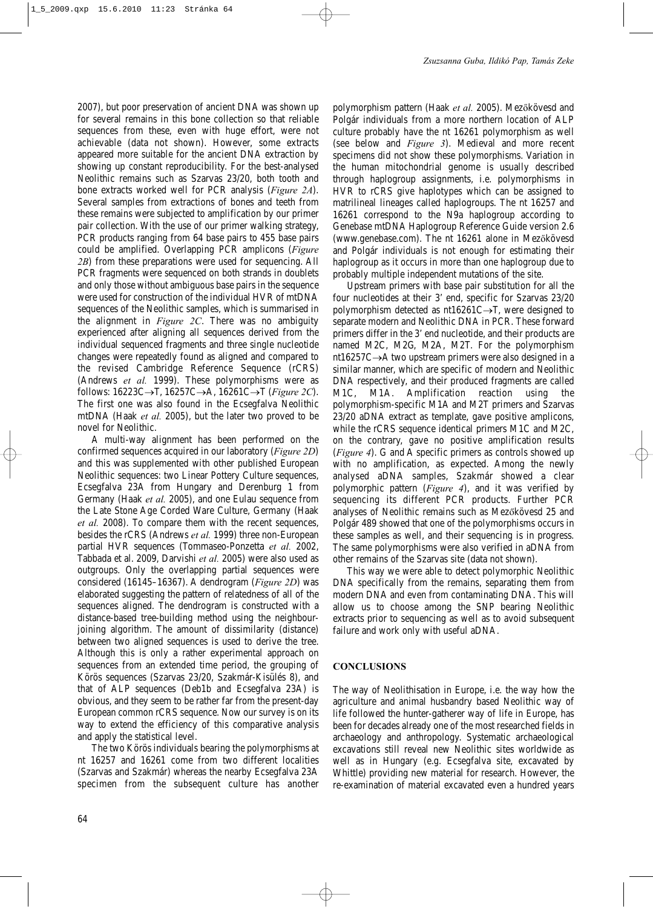2007), but poor preservation of ancient DNA was shown up for several remains in this bone collection so that reliable sequences from these, even with huge effort, were not achievable (data not shown). However, some extracts appeared more suitable for the ancient DNA extraction by showing up constant reproducibility. For the best-analysed Neolithic remains such as Szarvas 23/20, both tooth and bone extracts worked well for PCR analysis (*Figure 2A*). Several samples from extractions of bones and teeth from these remains were subjected to amplification by our primer pair collection. With the use of our primer walking strategy, PCR products ranging from 64 base pairs to 455 base pairs could be amplified. Overlapping PCR amplicons (*Figure 2B*) from these preparations were used for sequencing. All PCR fragments were sequenced on both strands in doublets and only those without ambiguous base pairs in the sequence were used for construction of the individual HVR of mtDNA sequences of the Neolithic samples, which is summarised in the alignment in *Figure 2C*. There was no ambiguity experienced after aligning all sequences derived from the individual sequenced fragments and three single nucleotide changes were repeatedly found as aligned and compared to the revised Cambridge Reference Sequence (rCRS) (Andrews *et al.* 1999). These polymorphisms were as follows: 16223C→T, 16257C→A, 16261C→T (*Figure 2C*). The first one was also found in the Ecsegfalva Neolithic mtDNA (Haak *et al.* 2005), but the later two proved to be novel for Neolithic.

A multi-way alignment has been performed on the confirmed sequences acquired in our laboratory (*Figure 2D*) and this was supplemented with other published European Neolithic sequences: two Linear Pottery Culture sequences, Ecsegfalva 23A from Hungary and Derenburg 1 from Germany (Haak *et al.* 2005), and one Eulau sequence from the Late Stone Age Corded Ware Culture, Germany (Haak *et al.* 2008). To compare them with the recent sequences, besides the rCRS (Andrews *et al.* 1999) three non-European partial HVR sequences (Tommaseo-Ponzetta *et al.* 2002, Tabbada et al. 2009, Darvishi *et al.* 2005) were also used as outgroups. Only the overlapping partial sequences were considered (16145–16367). A dendrogram (*Figure 2D*) was elaborated suggesting the pattern of relatedness of all of the sequences aligned. The dendrogram is constructed with a distance-based tree-building method using the neighbour-joining algorithm. The amount of dissimilarity (distance) between two aligned sequences is used to derive the tree. Although this is only a rather experimental approach on sequences from an extended time period, the grouping of Körös sequences (Szarvas 23/20, Szakmár-Kisülés 8), and that of ALP sequences (Deb1b and Ecsegfalva 23A) is obvious, and they seem to be rather far from the present-day European common rCRS sequence. Now our survey is on its way to extend the efficiency of this comparative analysis and apply the statistical level.

The two Körös individuals bearing the polymorphisms at nt 16257 and 16261 come from two different localities (Szarvas and Szakmár) whereas the nearby Ecsegfalva 23A specimen from the subsequent culture has another polymorphism pattern (Haak *et al.* 2005). Mezőkövesd and Polgár individuals from a more northern location of ALP culture probably have the nt 16261 polymorphism as well (see below and *Figure 3*). Medieval and more recent specimens did not show these polymorphisms. Variation in the human mitochondrial genome is usually described through haplogroup assignments, i.e. polymorphisms in HVR to rCRS give haplotypes which can be assigned to matrilineal lineages called haplogroups. The nt 16257 and 16261 correspond to the N9a haplogroup according to Genebase mtDNA Haplogroup Reference Guide version 2.6 (www.genebase.com). The nt 16261 alone in Mezőkövesd and Polgár individuals is not enough for estimating their haplogroup as it occurs in more than one haplogroup due to probably multiple independent mutations of the site.

Upstream primers with base pair substitution for all the four nucleotides at their 3' end, specific for Szarvas 23/20 polymorphism detected as nt16261C→T, were designed to separate modern and Neolithic DNA in PCR. These forward primers differ in the 3' end nucleotide, and their products are named M2C, M2G, M2A, M2T. For the polymorphism nt16257C→A two upstream primers were also designed in a similar manner, which are specific of modern and Neolithic DNA respectively, and their produced fragments are called M1C, M1A. Amplification reaction using the polymorphism-specific M1A and M2T primers and Szarvas 23/20 aDNA extract as template, gave positive amplicons, while the rCRS sequence identical primers M1C and M2C, on the contrary, gave no positive amplification results (*Figure 4*). G and A specific primers as controls showed up with no amplification, as expected. Among the newly analysed aDNA samples, Szakmár showed a clear polymorphic pattern (*Figure 4*), and it was verified by sequencing its different PCR products. Further PCR analyses of Neolithic remains such as Mezőkövesd 25 and Polgár 489 showed that one of the polymorphisms occurs in these samples as well, and their sequencing is in progress. The same polymorphisms were also verified in aDNA from other remains of the Szarvas site (data not shown).

This way we were able to detect polymorphic Neolithic DNA specifically from the remains, separating them from modern DNA and even from contaminating DNA. This will allow us to choose among the SNP bearing Neolithic extracts prior to sequencing as well as to avoid subsequent failure and work only with useful aDNA.

## CONCLUSIONS

The way of Neolithisation in Europe, i.e. the way how the agriculture and animal husbandry based Neolithic way of life followed the hunter-gatherer way of life in Europe, has been for decades already one of the most researched fields in archaeology and anthropology. Systematic archaeological excavations still reveal new Neolithic sites worldwide as well as in Hungary (e.g. Ecsegfalva site, excavated by Whittle) providing new material for research. However, the re-examination of material excavated even a hundred years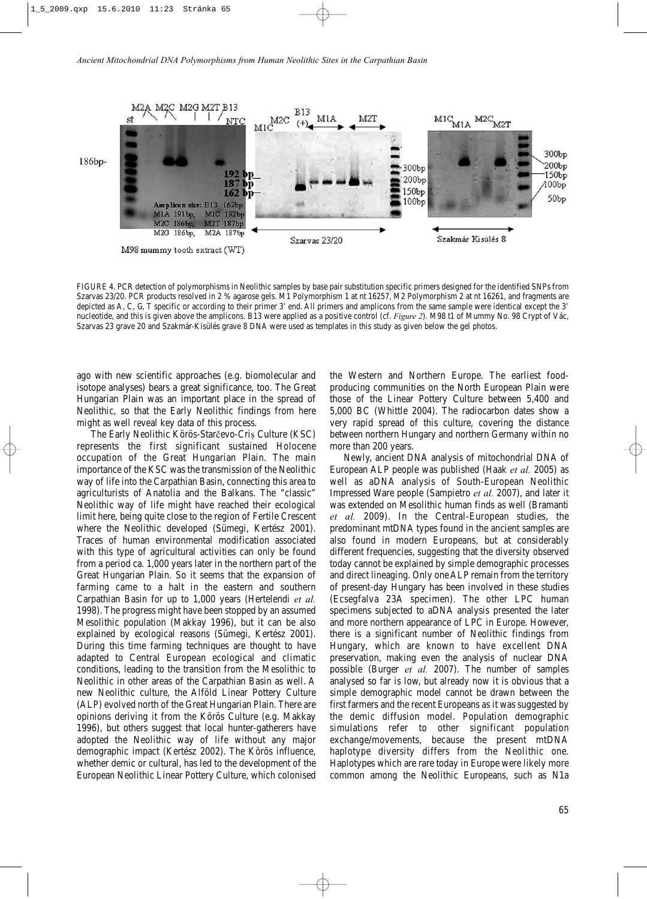FIGURE 4. PCR detection of polymorphisms in Neolithic samples by base pair substitution specific primers designed for the identified SNPs from Szarvas 23/20. PCR products resolved in 2 % agarose gels. M1 Polymorphism 1 at nt 16257, M2 Polymorphism 2 at nt 16261, and fragments are depicted as A, C, G, T specific or according to their primer 3' end. All primers and amplicons from the same sample were identical except the 3' nucleotide, and this is given above the amplicons. B13 were applied as a positive control (cf. *Figure 2*). M98 t1 of Mummy No. 98 Crypt of Vác, Szarvas 23 grave 20 and Szakmár-Kisülés grave 8 DNA were used as templates in this study as given below the gel photos.

ago with new scientific approaches (e.g. biomolecular and isotope analyses) bears a great significance, too. The Great Hungarian Plain was an important place in the spread of Neolithic, so that the Early Neolithic findings from here might as well reveal key data of this process.

The Early Neolithic Körös-Starčevo-Criș Culture (KSC) represents the first significant sustained Holocene occupation of the Great Hungarian Plain. The main importance of the KSC was the transmission of the Neolithic way of life into the Carpathian Basin, connecting this area to agriculturists of Anatolia and the Balkans. The "classic" Neolithic way of life might have reached their ecological limit here, being quite close to the region of Fertile Crescent where the Neolithic developed (Sümegi, Kertész 2001). Traces of human environmental modification associated with this type of agricultural activities can only be found from a period ca. 1,000 years later in the northern part of the Great Hungarian Plain. It seems that the expansion of farming came to a halt in the eastern and southern Carpathian Basin for up to 1,000 years (Hertelendi *et al.* 1998). The progress might have been stopped by an assumed Mesolithic population (Makkay 1996), but it can be also explained by ecological reasons (Sümegi, Kertész 2001). During this time farming techniques are thought to have adapted to Central European ecological and climatic conditions, leading to the transition from the Mesolithic to Neolithic in other areas of the Carpathian Basin as well. A new Neolithic culture, the Alföld Linear Pottery Culture (ALP) evolved north of the Great Hungarian Plain. There are opinions deriving it from the Körös Culture (e.g. Makkay 1996), but others suggest that local hunter-gatherers have adopted the Neolithic way of life without any major demographic impact (Kertész 2002). The Körös influence, whether demic or cultural, has led to the development of the European Neolithic Linear Pottery Culture, which colonised the Western and Northern Europe. The earliest food-producing communities on the North European Plain were those of the Linear Pottery Culture between 5,400 and 5,000 BC (Whittle 2004). The radiocarbon dates show a very rapid spread of this culture, covering the distance between northern Hungary and northern Germany within no more than 200 years.

Newly, ancient DNA analysis of mitochondrial DNA of European ALP people was published (Haak *et al.* 2005) as well as aDNA analysis of South-European Neolithic Impressed Ware people (Sampietro *et al.* 2007), and later it was extended on Mesolithic human finds as well (Bramanti *et al.* 2009). In the Central-European studies, the predominant mtDNA types found in the ancient samples are also found in modern Europeans, but at considerably different frequencies, suggesting that the diversity observed today cannot be explained by simple demographic processes and direct lineaging. Only one ALP remain from the territory of present-day Hungary has been involved in these studies (Ecsegfalva 23A specimen). The other LPC human specimens subjected to aDNA analysis presented the later and more northern appearance of LPC in Europe. However, there is a significant number of Neolithic findings from Hungary, which are known to have excellent DNA preservation, making even the analysis of nuclear DNA possible (Burger *et al.* 2007). The number of samples analysed so far is low, but already now it is obvious that a simple demographic model cannot be drawn between the first farmers and the recent Europeans as it was suggested by the demic diffusion model. Population demographic simulations refer to other significant population exchange/movements, because the present mtDNA haplotype diversity differs from the Neolithic one. Haplotypes which are rare today in Europe were likely more common among the Neolithic Europeans, such as N1a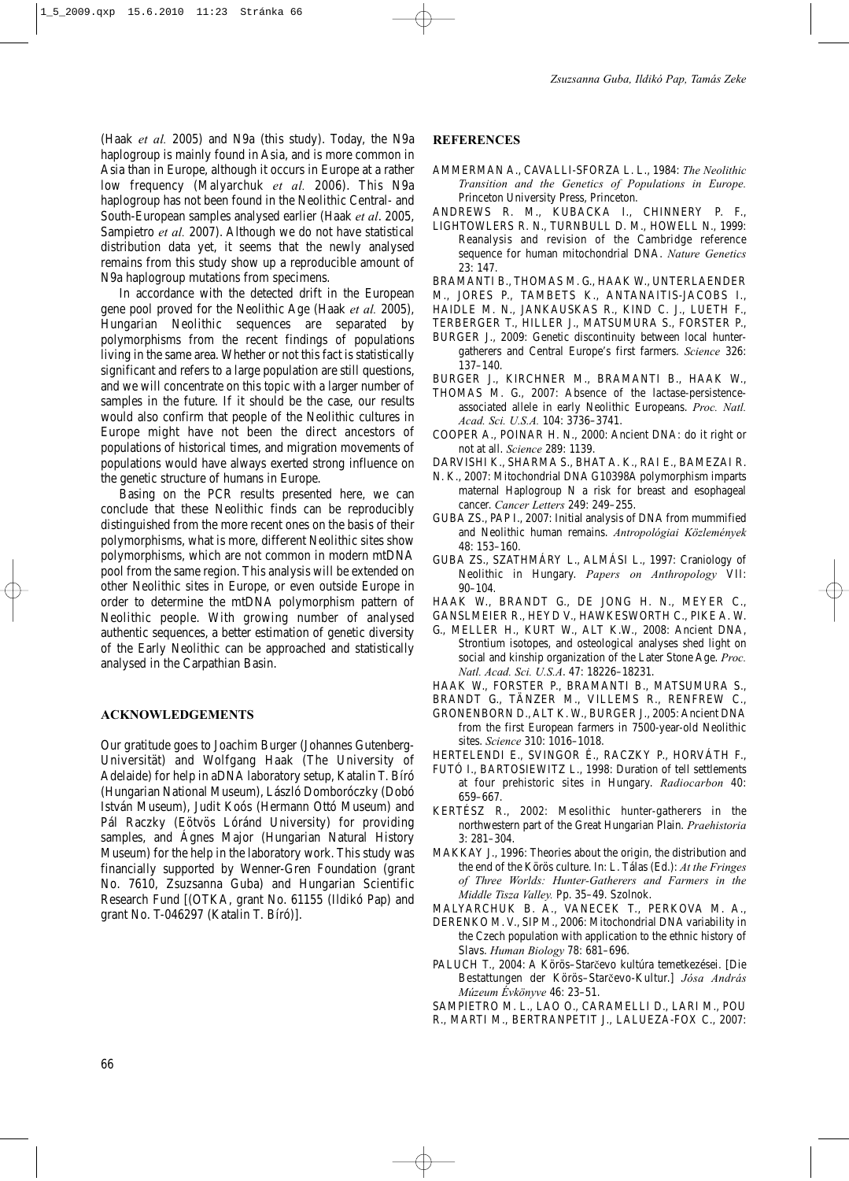(Haak *et al.* 2005) and N9a (this study). Today, the N9a haplogroup is mainly found in Asia, and is more common in Asia than in Europe, although it occurs in Europe at a rather low frequency (Malyarchuk *et al.* 2006). This N9a haplogroup has not been found in the Neolithic Central- and South-European samples analysed earlier (Haak *et al*. 2005, Sampietro *et al.* 2007). Although we do not have statistical distribution data yet, it seems that the newly analysed remains from this study show up a reproducible amount of N9a haplogroup mutations from specimens.

In accordance with the detected drift in the European gene pool proved for the Neolithic Age (Haak *et al.* 2005), Hungarian Neolithic sequences are separated by polymorphisms from the recent findings of populations living in the same area. Whether or not this fact is statistically significant and refers to a large population are still questions, and we will concentrate on this topic with a larger number of samples in the future. If it should be the case, our results would also confirm that people of the Neolithic cultures in Europe might have not been the direct ancestors of populations of historical times, and migration movements of populations would have always exerted strong influence on the genetic structure of humans in Europe.

Basing on the PCR results presented here, we can conclude that these Neolithic finds can be reproducibly distinguished from the more recent ones on the basis of their polymorphisms, what is more, different Neolithic sites show polymorphisms, which are not common in modern mtDNA pool from the same region. This analysis will be extended on other Neolithic sites in Europe, or even outside Europe in order to determine the mtDNA polymorphism pattern of Neolithic people. With growing number of analysed authentic sequences, a better estimation of genetic diversity of the Early Neolithic can be approached and statistically analysed in the Carpathian Basin.

## ACKNOWLEDGEMENTS

Our gratitude goes to Joachim Burger (Johannes Gutenberg-Universität) and Wolfgang Haak (The University of Adelaide) for help in aDNA laboratory setup, Katalin T. Bíró (Hungarian National Museum), László Domboróczky (Dobó István Museum), Judit Koós (Hermann Ottó Museum) and Pál Raczky (Eötvös Lóránd University) for providing samples, and Ágnes Major (Hungarian Natural History Museum) for the help in the laboratory work. This study was financially supported by Wenner-Gren Foundation (grant No. 7610, Zsuzsanna Guba) and Hungarian Scientific Research Fund [(OTKA, grant No. 61155 (Ildikó Pap) and grant No. T-046297 (Katalin T. Bíró)].

## REFERENCES

AMMERMAN A., CAVALLI-SFORZA L. L., 1984: *The Neolithic Transition and the Genetics of Populations in Europe.* Princeton University Press, Princeton.

ANDREWS R. M., KUBACKA I., CHINNERY P. F., LIGHTOWLERS R. N., TURNBULL D. M., HOWELL N., 1999: Reanalysis and revision of the Cambridge reference sequence for human mitochondrial DNA. *Nature Genetics* 23: 147.

BRAMANTI B., THOMAS M. G., HAAK W., UNTERLAENDER M., JORES P., TAMBETS K., ANTANAITIS-JACOBS I., HAIDLE M. N., JANKAUSKAS R., KIND C. J., LUETH F., TERBERGER T., HILLER J., MATSUMURA S., FORSTER P., BURGER J., 2009: Genetic discontinuity between local hunter-gatherers and Central Europe's first farmers. *Science* 326: 137–140.

BURGER J., KIRCHNER M., BRAMANTI B., HAAK W., THOMAS M. G., 2007: Absence of the lactase-persistence-associated allele in early Neolithic Europeans. *Proc. Natl. Acad. Sci. U.S.A.* 104: 3736–3741.

COOPER A., POINAR H. N., 2000: Ancient DNA: do it right or not at all. *Science* 289: 1139.

DARVISHI K., SHARMA S., BHAT A. K., RAI E., BAMEZAI R. N. K., 2007: Mitochondrial DNA G10398A polymorphism imparts maternal Haplogroup N a risk for breast and esophageal cancer. *Cancer Letters* 249: 249–255.

GUBA ZS., PAP I., 2007: Initial analysis of DNA from mummified and Neolithic human remains. *Antropológiai Közlemények* 48: 153–160.

GUBA ZS., SZATHMÁRY L., ALMÁSI L., 1997: Craniology of Neolithic in Hungary. *Papers on Anthropology* VII: 90–104.

HAAK W., BRANDT G., DE JONG H. N., MEYER C., GANSLMEIER R., HEYD V., HAWKESWORTH C., PIKE A. W. G., MELLER H., KURT W., ALT K.W., 2008: Ancient DNA, Strontium isotopes, and osteological analyses shed light on social and kinship organization of the Later Stone Age. *Proc. Natl. Acad. Sci. U.S.A.* 47: 18226–18231.

HAAK W., FORSTER P., BRAMANTI B., MATSUMURA S., BRANDT G., TÄNZER M., VILLEMS R., RENFREW C., GRONENBORN D., ALT K. W., BURGER J., 2005: Ancient DNA from the first European farmers in 7500-year-old Neolithic sites. *Science* 310: 1016–1018.

HERTELENDI E., SVINGOR É., RACZKY P., HORVÁTH F., FUTÓ I., BARTOSIEWITZ L., 1998: Duration of tell settlements at four prehistoric sites in Hungary. *Radiocarbon* 40: 659–667.

KERTÉSZ R., 2002: Mesolithic hunter-gatherers in the northwestern part of the Great Hungarian Plain. *Praehistoria* 3: 281–304.

MAKKAY J., 1996: Theories about the origin, the distribution and the end of the Körös culture. In: L. Tálas (Ed.): *At the Fringes of Three Worlds: Hunter-Gatherers and Farmers in the Middle Tisza Valley.* Pp. 35–49. Szolnok.

MALYARCHUK B. A., VANECEK T., PERKOVA M. A., DERENKO M. V., SIP M., 2006: Mitochondrial DNA variability in the Czech population with application to the ethnic history of Slavs. *Human Biology* 78: 681–696.

PALUCH T., 2004: A Körös–Starčevo kultúra temetkezései. [Die Bestattungen der Körös–Starčevo-Kultur.] *Jósa András Múzeum Évkönyve* 46: 23–51.

SAMPIETRO M. L., LAO O., CARAMELLI D., LARI M., POU R., MARTI M., BERTRANPETIT J., LALUEZA-FOX C., 2007: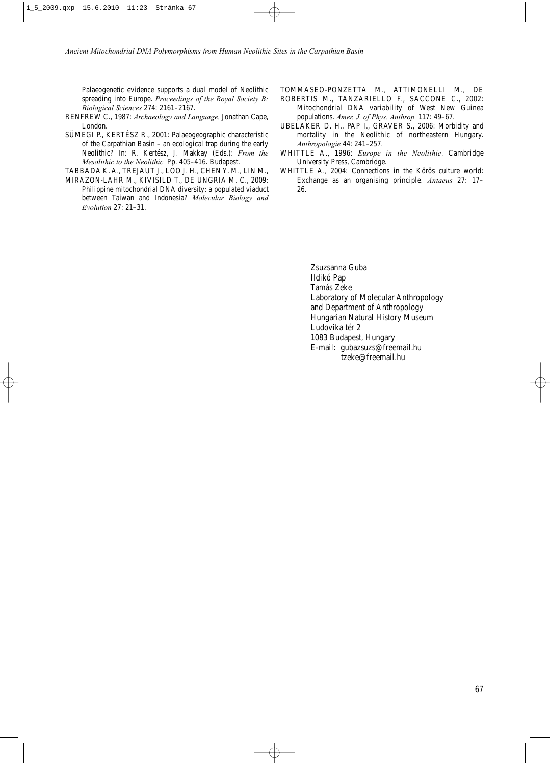Palaeogenetic evidence supports a dual model of Neolithic spreading into Europe. *Proceedings of the Royal Society B: Biological Sciences* 274: 2161–2167.

RENFREW C., 1987: *Archaeology and Language.* Jonathan Cape, London.

SÜMEGI P., KERTÉSZ R., 2001: Palaeogeographic characteristic of the Carpathian Basin – an ecological trap during the early Neolithic? In: R. Kertész, J. Makkay (Eds.): *From the Mesolithic to the Neolithic.* Pp. 405–416. Budapest.

TABBADA K. A., TREJAUT J., LOO J. H., CHEN Y. M., LIN M., MIRAZON-LAHR M., KIVISILD T., DE UNGRIA M. C., 2009: Philippine mitochondrial DNA diversity: a populated viaduct between Taiwan and Indonesia? *Molecular Biology and Evolution* 27: 21–31.

TOMMASEO-PONZETTA M., ATTIMONELLI M., DE ROBERTIS M., TANZARIELLO F., SACCONE C., 2002: Mitochondrial DNA variability of West New Guinea populations. *Amer. J. of Phys. Anthrop.* 117: 49–67.

UBELAKER D. H., PAP I., GRAVER S., 2006: Morbidity and mortality in the Neolithic of northeastern Hungary. *Anthropologie* 44: 241–257.

WHITTLE A., 1996: *Europe in the Neolithic*. Cambridge University Press, Cambridge.

WHITTLE A., 2004: Connections in the Körös culture world: Exchange as an organising principle. *Antaeus* 27: 17–26.

Zsuzsanna Guba
Ildikó Pap
Tamás Zeke
Laboratory of Molecular Anthropology
and Department of Anthropology
Hungarian Natural History Museum
Ludovika tér 2
1083 Budapest, Hungary
E-mail: gubazsuzs@freemail.hu
tzeke@freemail.hu